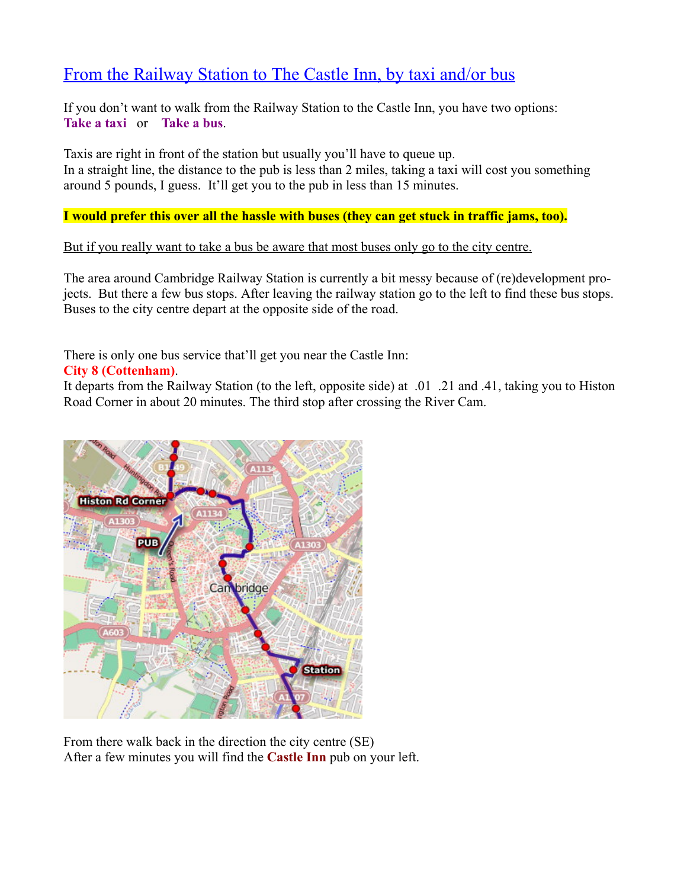# From the Railway Station to The Castle Inn, by taxi and/or bus

If you don't want to walk from the Railway Station to the Castle Inn, you have two options:
**Take a taxi** or **Take a bus**.

Taxis are right in front of the station but usually you'll have to queue up.
In a straight line, the distance to the pub is less than 2 miles, taking a taxi will cost you something around 5 pounds, I guess. It'll get you to the pub in less than 15 minutes.

**I would prefer this over all the hassle with buses (they can get stuck in traffic jams, too).**

But if you really want to take a bus be aware that most buses only go to the city centre.

The area around Cambridge Railway Station is currently a bit messy because of (re)development projects. But there a few bus stops. After leaving the railway station go to the left to find these bus stops. Buses to the city centre depart at the opposite side of the road.

There is only one bus service that'll get you near the Castle Inn:
**City 8 (Cottenham)**.
It departs from the Railway Station (to the left, opposite side) at .01 .21 and .41, taking you to Histon Road Corner in about 20 minutes. The third stop after crossing the River Cam.

From there walk back in the direction the city centre (SE)
After a few minutes you will find the **Castle Inn** pub on your left.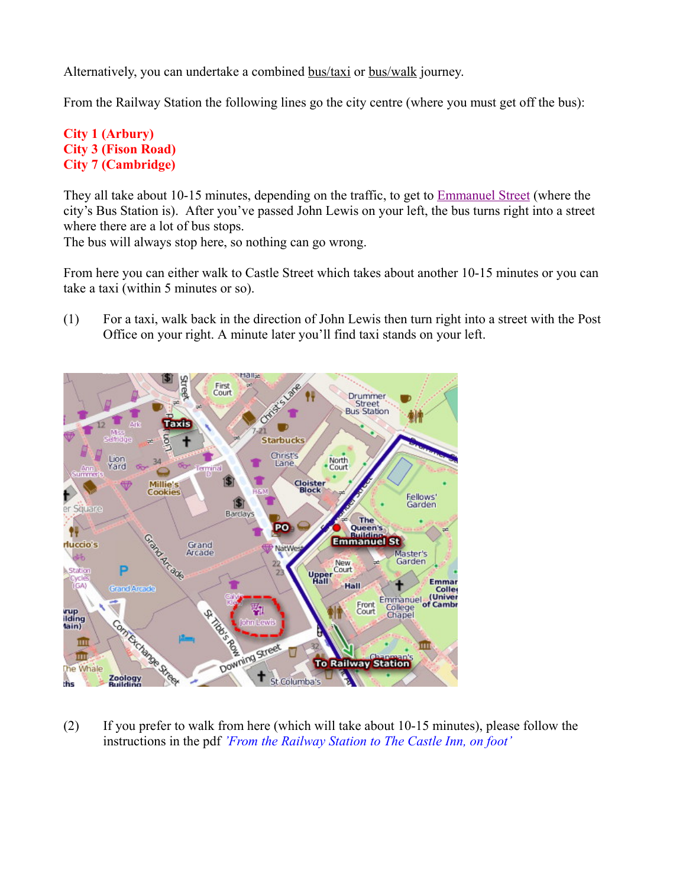Alternatively, you can undertake a combined bus/taxi or bus/walk journey.

From the Railway Station the following lines go the city centre (where you must get off the bus):

**City 1 (Arbury)**
**City 3 (Fison Road)**
**City 7 (Cambridge)**

They all take about 10-15 minutes, depending on the traffic, to get to Emmanuel Street (where the city's Bus Station is). After you've passed John Lewis on your left, the bus turns right into a street where there are a lot of bus stops.
The bus will always stop here, so nothing can go wrong.

From here you can either walk to Castle Street which takes about another 10-15 minutes or you can take a taxi (within 5 minutes or so).

(1) For a taxi, walk back in the direction of John Lewis then turn right into a street with the Post Office on your right. A minute later you'll find taxi stands on your left.

(2) If you prefer to walk from here (which will take about 10-15 minutes), please follow the instructions in the pdf *'From the Railway Station to The Castle Inn, on foot'*